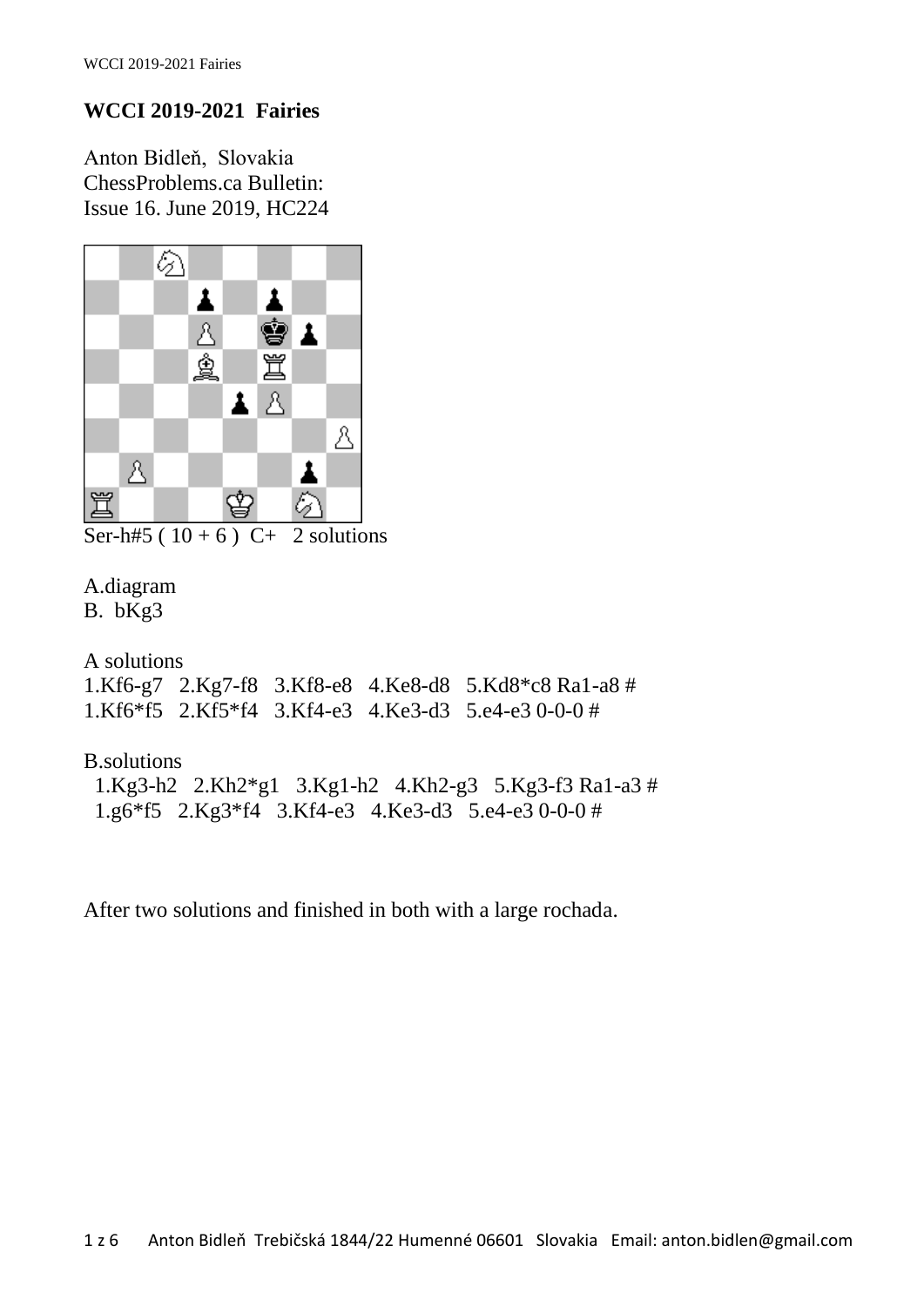## WCCI 2019-2021 Fairies

Anton Bidleň, Slovakia
ChessProblems.ca Bulletin:
Issue 16. June 2019, HC224

Ser-h#5 ( 10 + 6 ) C+ 2 solutions

A.diagram
B. bKg3

A solutions
1.Kf6-g7 2.Kg7-f8 3.Kf8-e8 4.Ke8-d8 5.Kd8*c8 Ra1-a8 #
1.Kf6*f5 2.Kf5*f4 3.Kf4-e3 4.Ke3-d3 5.e4-e3 0-0-0 #

B.solutions
1.Kg3-h2 2.Kh2*g1 3.Kg1-h2 4.Kh2-g3 5.Kg3-f3 Ra1-a3 #
1.g6*f5 2.Kg3*f4 3.Kf4-e3 4.Ke3-d3 5.e4-e3 0-0-0 #

After two solutions and finished in both with a large rochada.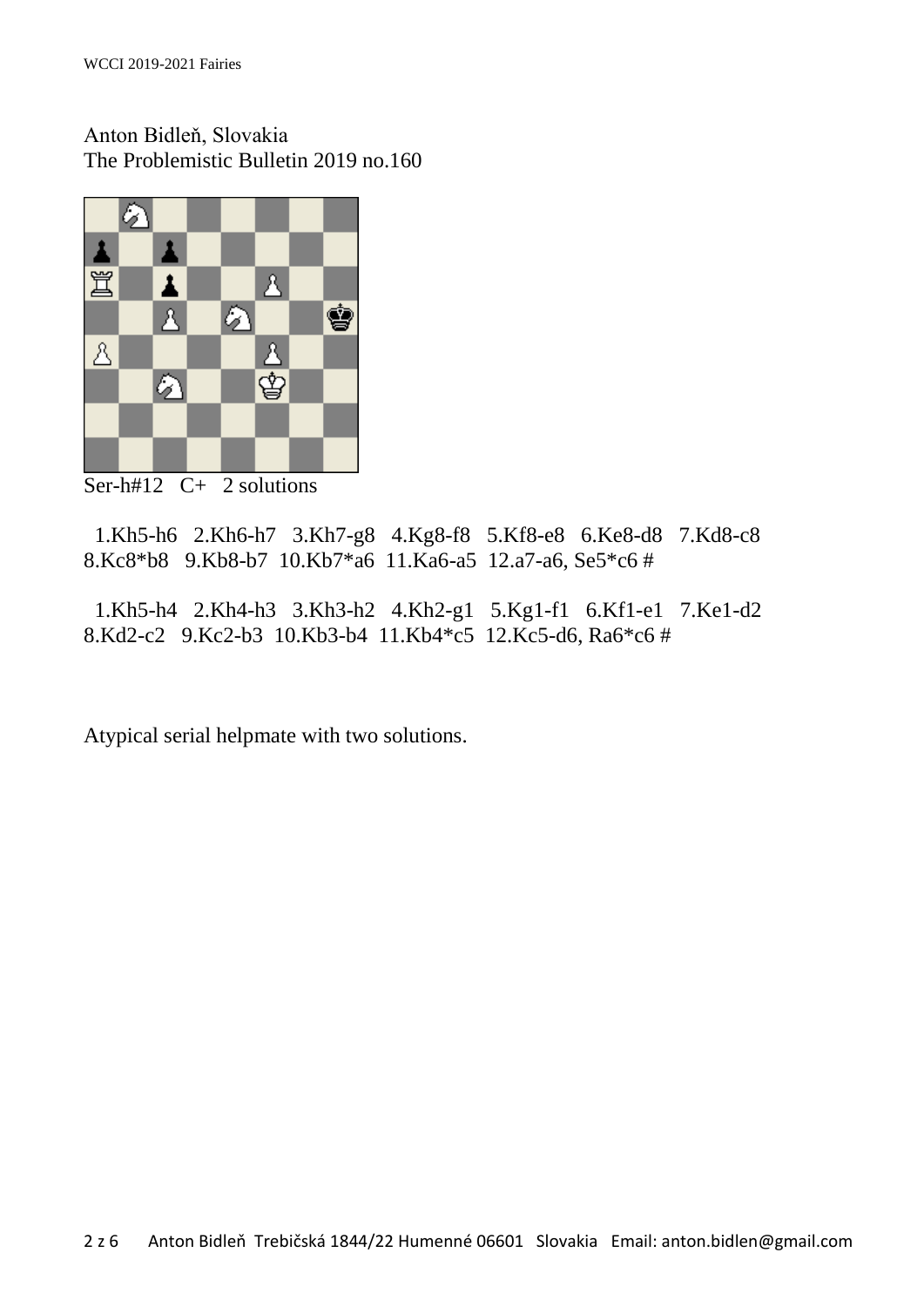Anton Bidleň, Slovakia
The Problemistic Bulletin 2019 no.160

Ser-h#12 C+ 2 solutions

1.Kh5-h6 2.Kh6-h7 3.Kh7-g8 4.Kg8-f8 5.Kf8-e8 6.Ke8-d8 7.Kd8-c8 8.Kc8*b8 9.Kb8-b7 10.Kb7*a6 11.Ka6-a5 12.a7-a6, Se5*c6 #

1.Kh5-h4 2.Kh4-h3 3.Kh3-h2 4.Kh2-g1 5.Kg1-f1 6.Kf1-e1 7.Ke1-d2 8.Kd2-c2 9.Kc2-b3 10.Kb3-b4 11.Kb4*c5 12.Kc5-d6, Ra6*c6 #

Atypical serial helpmate with two solutions.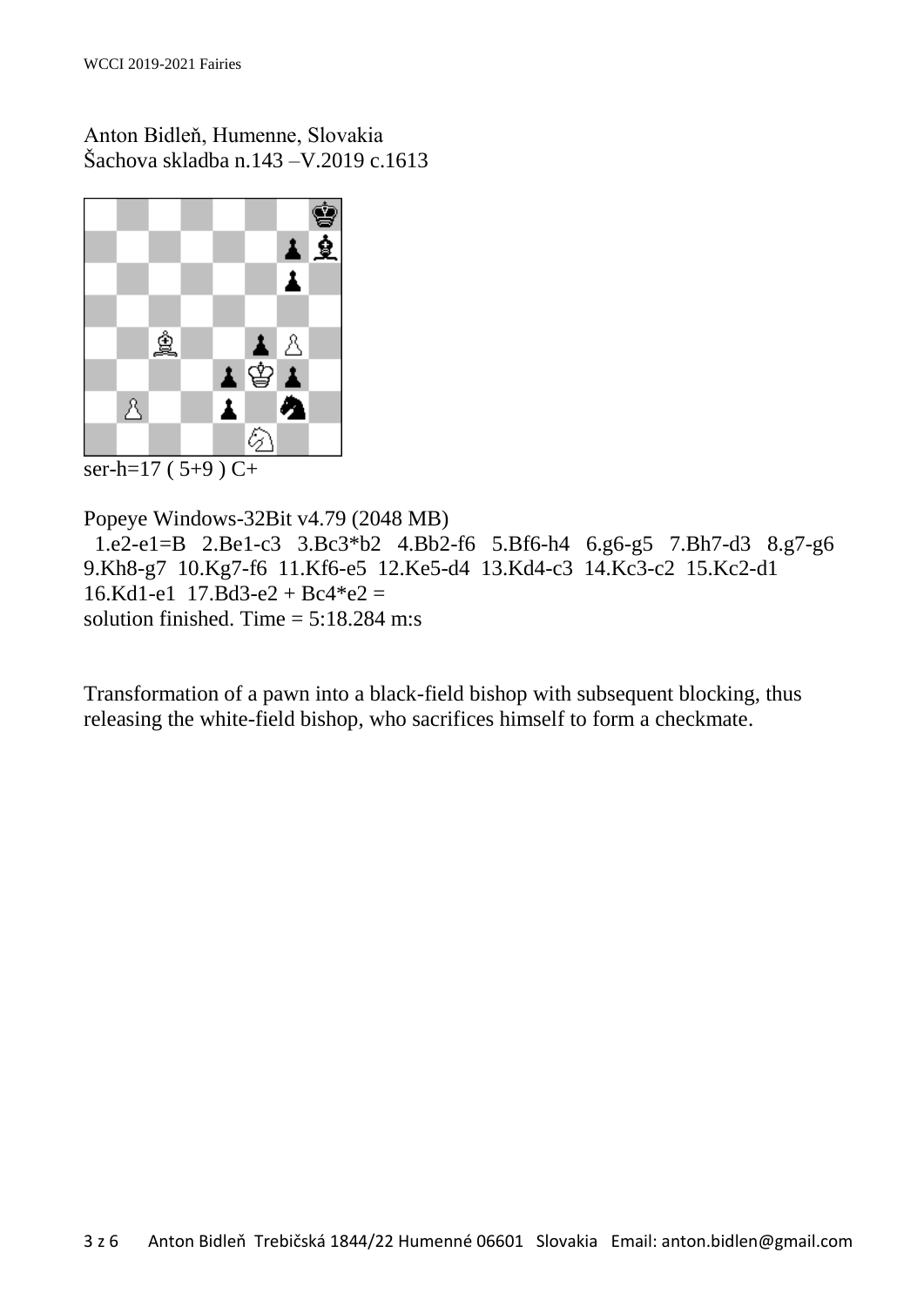Anton Bidleň, Humenne, Slovakia
Šachova skladba n.143 –V.2019 c.1613

ser-h=17 ( 5+9 ) C+

Popeye Windows-32Bit v4.79 (2048 MB)
1.e2-e1=B 2.Be1-c3 3.Bc3*b2 4.Bb2-f6 5.Bf6-h4 6.g6-g5 7.Bh7-d3 8.g7-g6 9.Kh8-g7 10.Kg7-f6 11.Kf6-e5 12.Ke5-d4 13.Kd4-c3 14.Kc3-c2 15.Kc2-d1 16.Kd1-e1 17.Bd3-e2 + Bc4*e2 =
solution finished. Time = 5:18.284 m:s

Transformation of a pawn into a black-field bishop with subsequent blocking, thus releasing the white-field bishop, who sacrifices himself to form a checkmate.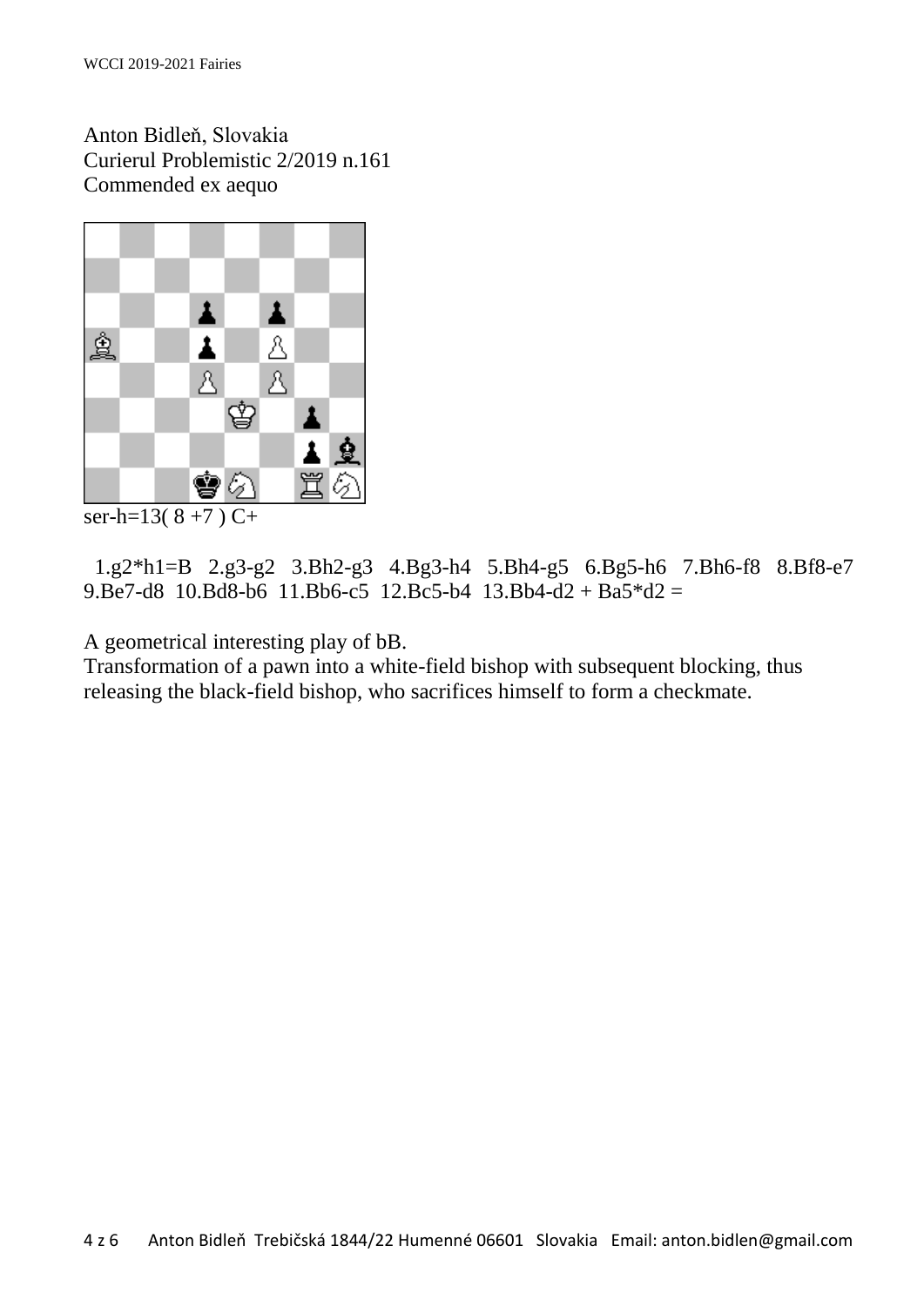Anton Bidleň, Slovakia
Curierul Problemistic 2/2019 n.161
Commended ex aequo

ser-h=13( 8 +7 ) C+

1.g2*h1=B 2.g3-g2 3.Bh2-g3 4.Bg3-h4 5.Bh4-g5 6.Bg5-h6 7.Bh6-f8 8.Bf8-e7 9.Be7-d8 10.Bd8-b6 11.Bb6-c5 12.Bc5-b4 13.Bb4-d2 + Ba5*d2 =

A geometrical interesting play of bB.
Transformation of a pawn into a white-field bishop with subsequent blocking, thus releasing the black-field bishop, who sacrifices himself to form a checkmate.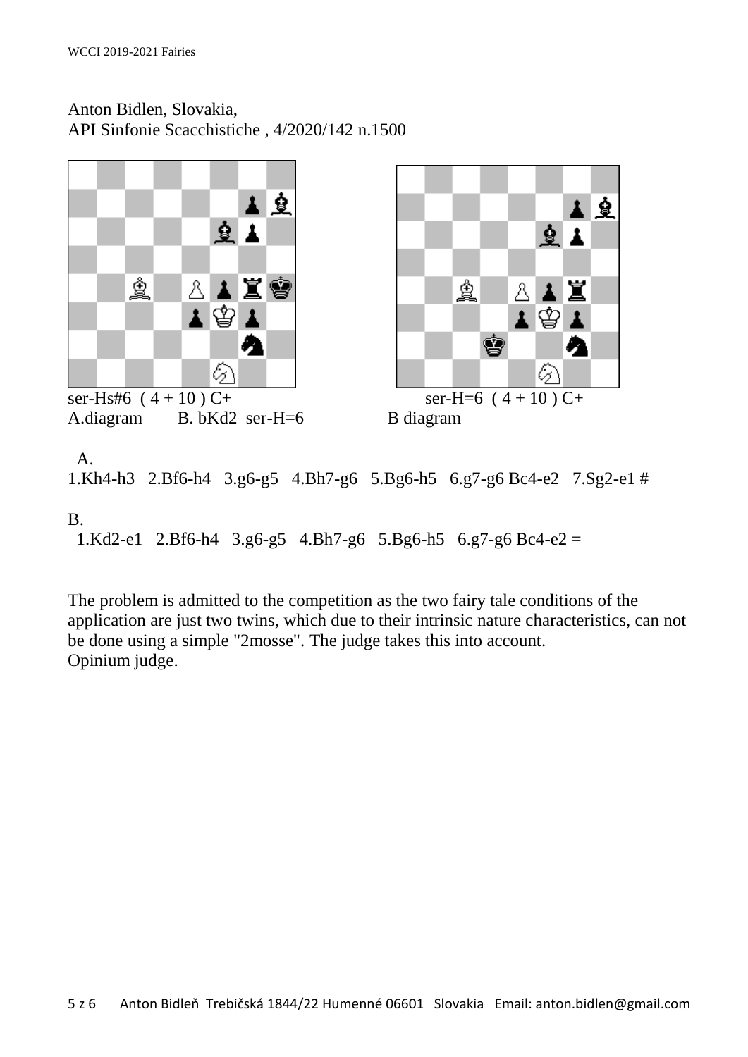Anton Bidlen, Slovakia,
API Sinfonie Scacchistiche , 4/2020/142 n.1500

ser-Hs#6 ( 4 + 10 ) C+
A.diagram B. bKd2 ser-H=6

ser-H=6 ( 4 + 10 ) C+
B diagram

A.
1.Kh4-h3 2.Bf6-h4 3.g6-g5 4.Bh7-g6 5.Bg6-h5 6.g7-g6 Bc4-e2 7.Sg2-e1 #

B.
1.Kd2-e1 2.Bf6-h4 3.g6-g5 4.Bh7-g6 5.Bg6-h5 6.g7-g6 Bc4-e2 =

The problem is admitted to the competition as the two fairy tale conditions of the application are just two twins, which due to their intrinsic nature characteristics, can not be done using a simple "2mosse". The judge takes this into account.
Opinium judge.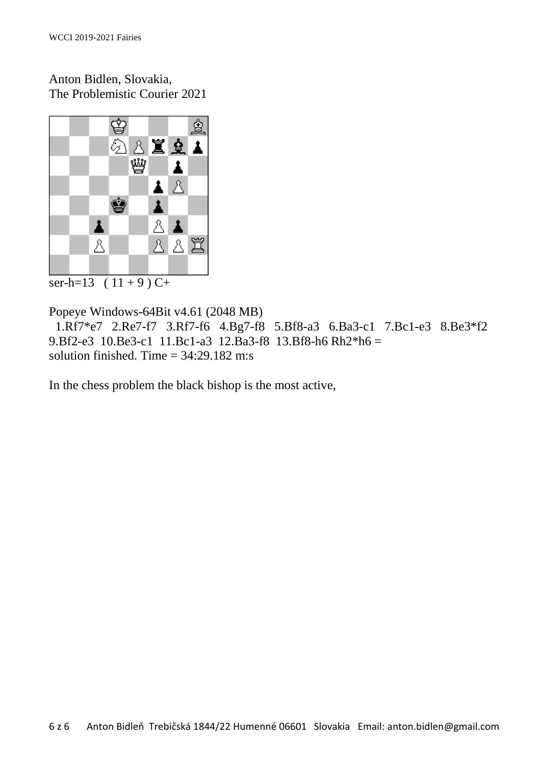Anton Bidlen, Slovakia,
The Problemistic Courier 2021

ser-h=13 ( 11 + 9 ) C+

Popeye Windows-64Bit v4.61 (2048 MB)
1.Rf7*e7 2.Re7-f7 3.Rf7-f6 4.Bg7-f8 5.Bf8-a3 6.Ba3-c1 7.Bc1-e3 8.Be3*f2 9.Bf2-e3 10.Be3-c1 11.Bc1-a3 12.Ba3-f8 13.Bf8-h6 Rh2*h6 =
solution finished. Time = 34:29.182 m:s

In the chess problem the black bishop is the most active,